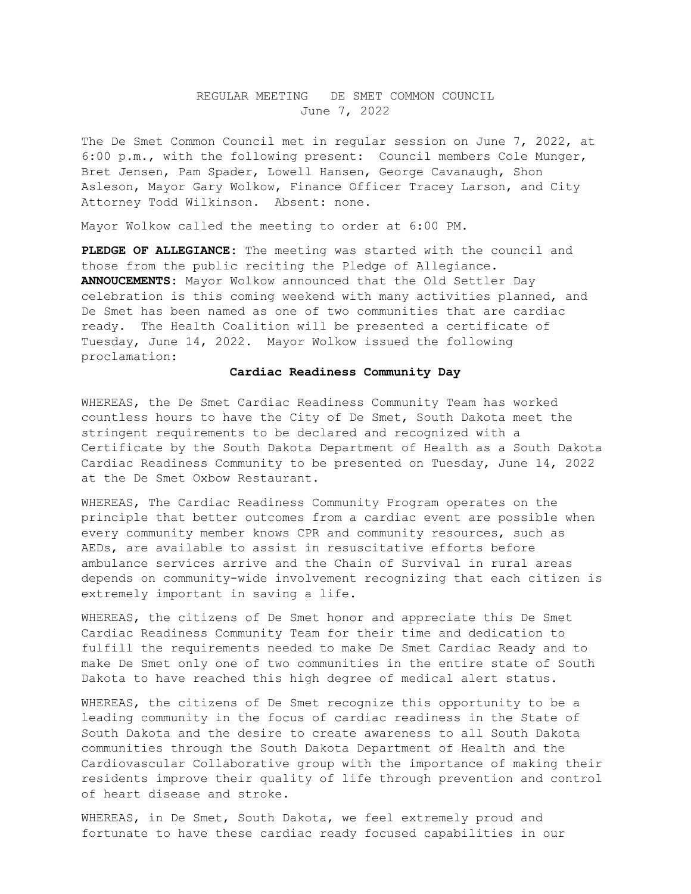# REGULAR MEETING DE SMET COMMON COUNCIL
June 7, 2022

The De Smet Common Council met in regular session on June 7, 2022, at 6:00 p.m., with the following present: Council members Cole Munger, Bret Jensen, Pam Spader, Lowell Hansen, George Cavanaugh, Shon Asleson, Mayor Gary Wolkow, Finance Officer Tracey Larson, and City Attorney Todd Wilkinson. Absent: none.

Mayor Wolkow called the meeting to order at 6:00 PM.

**PLEDGE OF ALLEGIANCE:** The meeting was started with the council and those from the public reciting the Pledge of Allegiance.
**ANNOUCEMENTS:** Mayor Wolkow announced that the Old Settler Day celebration is this coming weekend with many activities planned, and De Smet has been named as one of two communities that are cardiac ready. The Health Coalition will be presented a certificate of Tuesday, June 14, 2022. Mayor Wolkow issued the following proclamation:

**Cardiac Readiness Community Day**

WHEREAS, the De Smet Cardiac Readiness Community Team has worked countless hours to have the City of De Smet, South Dakota meet the stringent requirements to be declared and recognized with a Certificate by the South Dakota Department of Health as a South Dakota Cardiac Readiness Community to be presented on Tuesday, June 14, 2022 at the De Smet Oxbow Restaurant.

WHEREAS, The Cardiac Readiness Community Program operates on the principle that better outcomes from a cardiac event are possible when every community member knows CPR and community resources, such as AEDs, are available to assist in resuscitative efforts before ambulance services arrive and the Chain of Survival in rural areas depends on community-wide involvement recognizing that each citizen is extremely important in saving a life.

WHEREAS, the citizens of De Smet honor and appreciate this De Smet Cardiac Readiness Community Team for their time and dedication to fulfill the requirements needed to make De Smet Cardiac Ready and to make De Smet only one of two communities in the entire state of South Dakota to have reached this high degree of medical alert status.

WHEREAS, the citizens of De Smet recognize this opportunity to be a leading community in the focus of cardiac readiness in the State of South Dakota and the desire to create awareness to all South Dakota communities through the South Dakota Department of Health and the Cardiovascular Collaborative group with the importance of making their residents improve their quality of life through prevention and control of heart disease and stroke.

WHEREAS, in De Smet, South Dakota, we feel extremely proud and fortunate to have these cardiac ready focused capabilities in our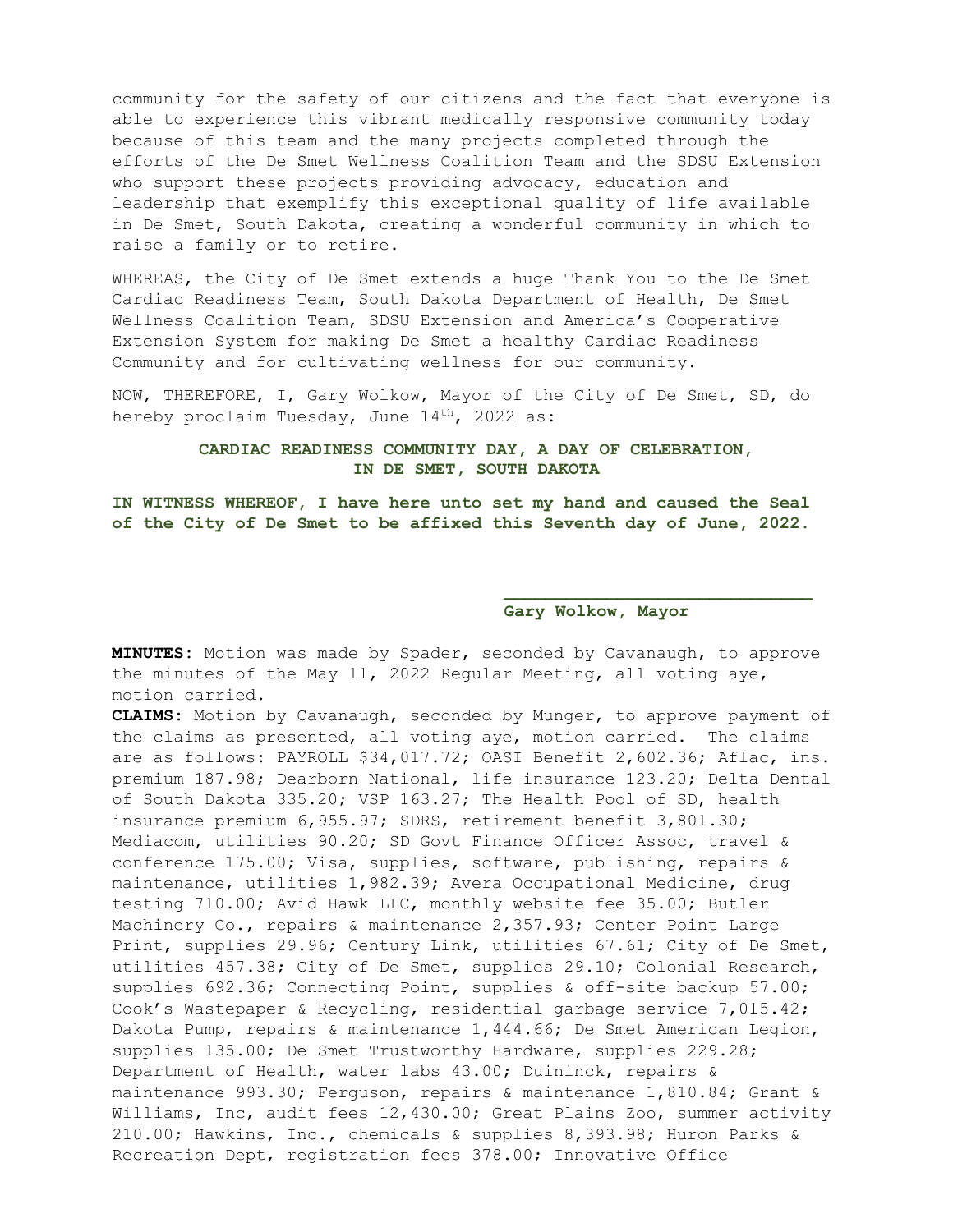community for the safety of our citizens and the fact that everyone is able to experience this vibrant medically responsive community today because of this team and the many projects completed through the efforts of the De Smet Wellness Coalition Team and the SDSU Extension who support these projects providing advocacy, education and leadership that exemplify this exceptional quality of life available in De Smet, South Dakota, creating a wonderful community in which to raise a family or to retire.

WHEREAS, the City of De Smet extends a huge Thank You to the De Smet Cardiac Readiness Team, South Dakota Department of Health, De Smet Wellness Coalition Team, SDSU Extension and America's Cooperative Extension System for making De Smet a healthy Cardiac Readiness Community and for cultivating wellness for our community.

NOW, THEREFORE, I, Gary Wolkow, Mayor of the City of De Smet, SD, do hereby proclaim Tuesday, June 14th, 2022 as:

**CARDIAC READINESS COMMUNITY DAY, A DAY OF CELEBRATION, IN DE SMET, SOUTH DAKOTA**

**IN WITNESS WHEREOF, I have here unto set my hand and caused the Seal of the City of De Smet to be affixed this Seventh day of June, 2022.**

\_\_\_\_\_\_\_\_\_\_\_\_\_\_\_\_\_\_\_\_\_\_\_\_\_\_\_\_

**Gary Wolkow, Mayor**

**MINUTES**: Motion was made by Spader, seconded by Cavanaugh, to approve the minutes of the May 11, 2022 Regular Meeting, all voting aye, motion carried.

**CLAIMS**: Motion by Cavanaugh, seconded by Munger, to approve payment of the claims as presented, all voting aye, motion carried. The claims are as follows: PAYROLL $34,017.72; OASI Benefit 2,602.36; Aflac, ins. premium 187.98; Dearborn National, life insurance 123.20; Delta Dental of South Dakota 335.20; VSP 163.27; The Health Pool of SD, health insurance premium 6,955.97; SDRS, retirement benefit 3,801.30; Mediacom, utilities 90.20; SD Govt Finance Officer Assoc, travel & conference 175.00; Visa, supplies, software, publishing, repairs & maintenance, utilities 1,982.39; Avera Occupational Medicine, drug testing 710.00; Avid Hawk LLC, monthly website fee 35.00; Butler Machinery Co., repairs & maintenance 2,357.93; Center Point Large Print, supplies 29.96; Century Link, utilities 67.61; City of De Smet, utilities 457.38; City of De Smet, supplies 29.10; Colonial Research, supplies 692.36; Connecting Point, supplies & off-site backup 57.00; Cook's Wastepaper & Recycling, residential garbage service 7,015.42; Dakota Pump, repairs & maintenance 1,444.66; De Smet American Legion, supplies 135.00; De Smet Trustworthy Hardware, supplies 229.28; Department of Health, water labs 43.00; Duininck, repairs & maintenance 993.30; Ferguson, repairs & maintenance 1,810.84; Grant & Williams, Inc, audit fees 12,430.00; Great Plains Zoo, summer activity 210.00; Hawkins, Inc., chemicals & supplies 8,393.98; Huron Parks & Recreation Dept, registration fees 378.00; Innovative Office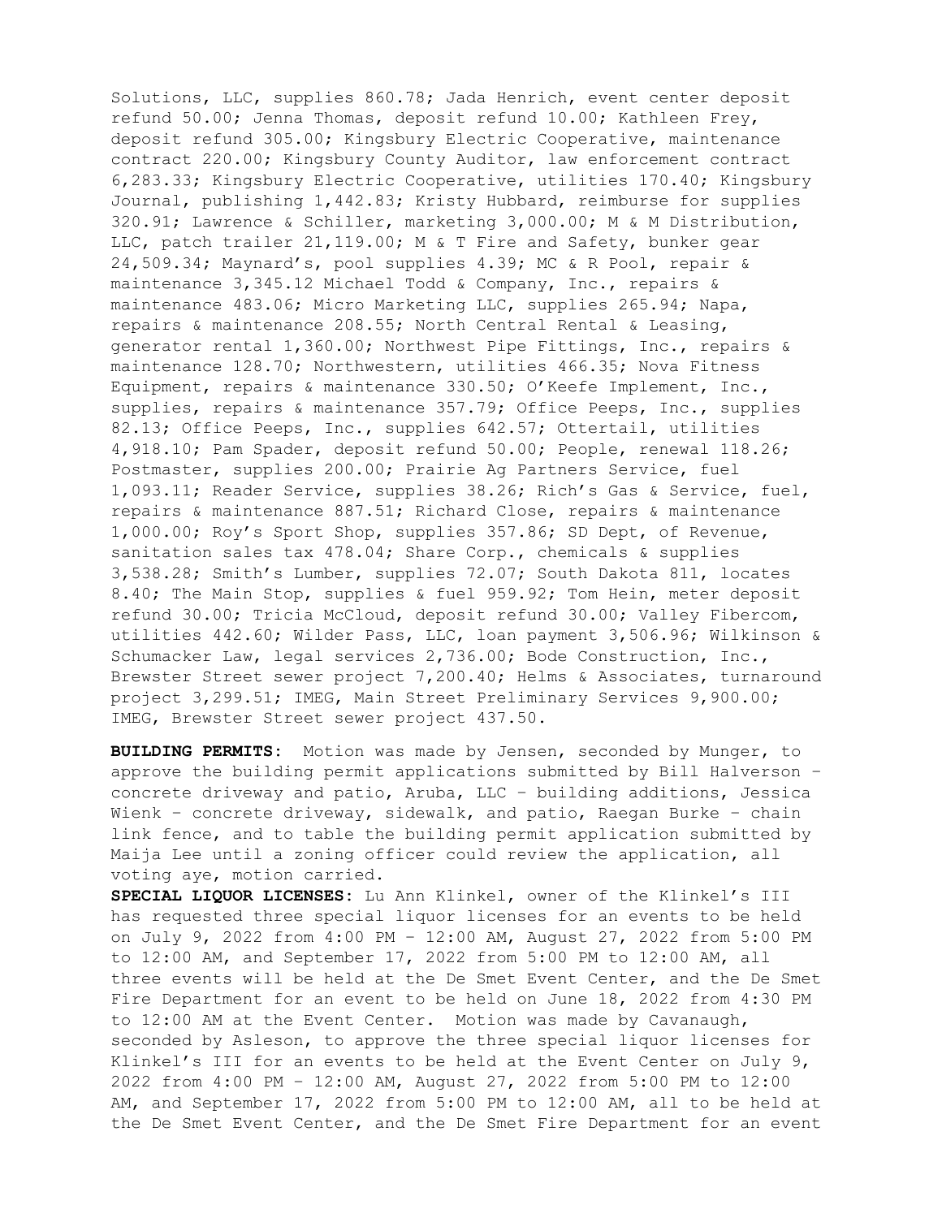Solutions, LLC, supplies 860.78; Jada Henrich, event center deposit refund 50.00; Jenna Thomas, deposit refund 10.00; Kathleen Frey, deposit refund 305.00; Kingsbury Electric Cooperative, maintenance contract 220.00; Kingsbury County Auditor, law enforcement contract 6,283.33; Kingsbury Electric Cooperative, utilities 170.40; Kingsbury Journal, publishing 1,442.83; Kristy Hubbard, reimburse for supplies 320.91; Lawrence & Schiller, marketing 3,000.00; M & M Distribution, LLC, patch trailer 21,119.00; M & T Fire and Safety, bunker gear 24,509.34; Maynard's, pool supplies 4.39; MC & R Pool, repair & maintenance 3,345.12 Michael Todd & Company, Inc., repairs & maintenance 483.06; Micro Marketing LLC, supplies 265.94; Napa, repairs & maintenance 208.55; North Central Rental & Leasing, generator rental 1,360.00; Northwest Pipe Fittings, Inc., repairs & maintenance 128.70; Northwestern, utilities 466.35; Nova Fitness Equipment, repairs & maintenance 330.50; O'Keefe Implement, Inc., supplies, repairs & maintenance 357.79; Office Peeps, Inc., supplies 82.13; Office Peeps, Inc., supplies 642.57; Ottertail, utilities 4,918.10; Pam Spader, deposit refund 50.00; People, renewal 118.26; Postmaster, supplies 200.00; Prairie Ag Partners Service, fuel 1,093.11; Reader Service, supplies 38.26; Rich's Gas & Service, fuel, repairs & maintenance 887.51; Richard Close, repairs & maintenance 1,000.00; Roy's Sport Shop, supplies 357.86; SD Dept, of Revenue, sanitation sales tax 478.04; Share Corp., chemicals & supplies 3,538.28; Smith's Lumber, supplies 72.07; South Dakota 811, locates 8.40; The Main Stop, supplies & fuel 959.92; Tom Hein, meter deposit refund 30.00; Tricia McCloud, deposit refund 30.00; Valley Fibercom, utilities 442.60; Wilder Pass, LLC, loan payment 3,506.96; Wilkinson & Schumacker Law, legal services 2,736.00; Bode Construction, Inc., Brewster Street sewer project 7,200.40; Helms & Associates, turnaround project 3,299.51; IMEG, Main Street Preliminary Services 9,900.00; IMEG, Brewster Street sewer project 437.50.

**BUILDING PERMITS:** Motion was made by Jensen, seconded by Munger, to approve the building permit applications submitted by Bill Halverson – concrete driveway and patio, Aruba, LLC – building additions, Jessica Wienk – concrete driveway, sidewalk, and patio, Raegan Burke – chain link fence, and to table the building permit application submitted by Maija Lee until a zoning officer could review the application, all voting aye, motion carried.

**SPECIAL LIQUOR LICENSES:** Lu Ann Klinkel, owner of the Klinkel's III has requested three special liquor licenses for an events to be held on July 9, 2022 from 4:00 PM – 12:00 AM, August 27, 2022 from 5:00 PM to 12:00 AM, and September 17, 2022 from 5:00 PM to 12:00 AM, all three events will be held at the De Smet Event Center, and the De Smet Fire Department for an event to be held on June 18, 2022 from 4:30 PM to 12:00 AM at the Event Center. Motion was made by Cavanaugh, seconded by Asleson, to approve the three special liquor licenses for Klinkel's III for an events to be held at the Event Center on July 9, 2022 from 4:00 PM – 12:00 AM, August 27, 2022 from 5:00 PM to 12:00 AM, and September 17, 2022 from 5:00 PM to 12:00 AM, all to be held at the De Smet Event Center, and the De Smet Fire Department for an event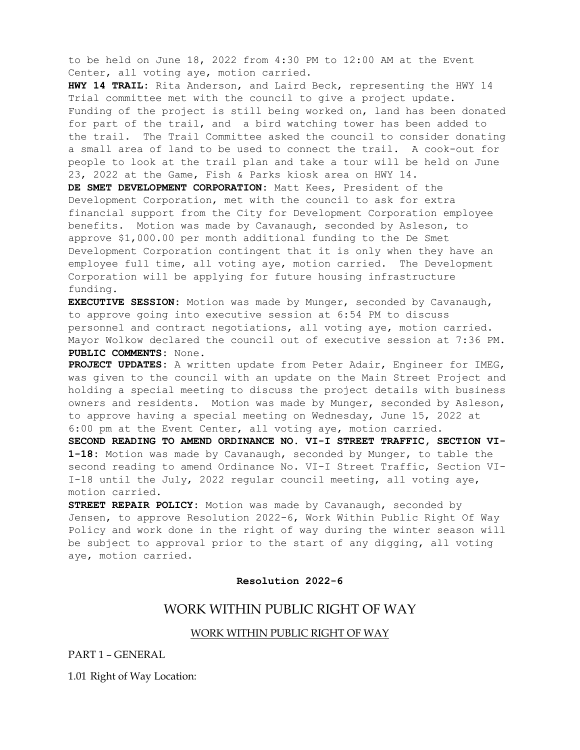to be held on June 18, 2022 from 4:30 PM to 12:00 AM at the Event Center, all voting aye, motion carried.

**HWY 14 TRAIL:** Rita Anderson, and Laird Beck, representing the HWY 14 Trial committee met with the council to give a project update. Funding of the project is still being worked on, land has been donated for part of the trail, and a bird watching tower has been added to the trail. The Trail Committee asked the council to consider donating a small area of land to be used to connect the trail. A cook-out for people to look at the trail plan and take a tour will be held on June 23, 2022 at the Game, Fish & Parks kiosk area on HWY 14.

**DE SMET DEVELOPMENT CORPORATION:** Matt Kees, President of the Development Corporation, met with the council to ask for extra financial support from the City for Development Corporation employee benefits. Motion was made by Cavanaugh, seconded by Asleson, to approve $1,000.00 per month additional funding to the De Smet Development Corporation contingent that it is only when they have an employee full time, all voting aye, motion carried. The Development Corporation will be applying for future housing infrastructure funding.

**EXECUTIVE SESSION:** Motion was made by Munger, seconded by Cavanaugh, to approve going into executive session at 6:54 PM to discuss personnel and contract negotiations, all voting aye, motion carried. Mayor Wolkow declared the council out of executive session at 7:36 PM.

**PUBLIC COMMENTS:** None.

**PROJECT UPDATES:** A written update from Peter Adair, Engineer for IMEG, was given to the council with an update on the Main Street Project and holding a special meeting to discuss the project details with business owners and residents. Motion was made by Munger, seconded by Asleson, to approve having a special meeting on Wednesday, June 15, 2022 at 6:00 pm at the Event Center, all voting aye, motion carried.

**SECOND READING TO AMEND ORDINANCE NO. VI-I STREET TRAFFIC, SECTION VI-1-18:** Motion was made by Cavanaugh, seconded by Munger, to table the second reading to amend Ordinance No. VI-I Street Traffic, Section VI-I-18 until the July, 2022 regular council meeting, all voting aye, motion carried.

**STREET REPAIR POLICY:** Motion was made by Cavanaugh, seconded by Jensen, to approve Resolution 2022-6, Work Within Public Right Of Way Policy and work done in the right of way during the winter season will be subject to approval prior to the start of any digging, all voting aye, motion carried.

**Resolution 2022-6**

# WORK WITHIN PUBLIC RIGHT OF WAY

<u>WORK WITHIN PUBLIC RIGHT OF WAY</u>

PART 1 – GENERAL

1.01 Right of Way Location: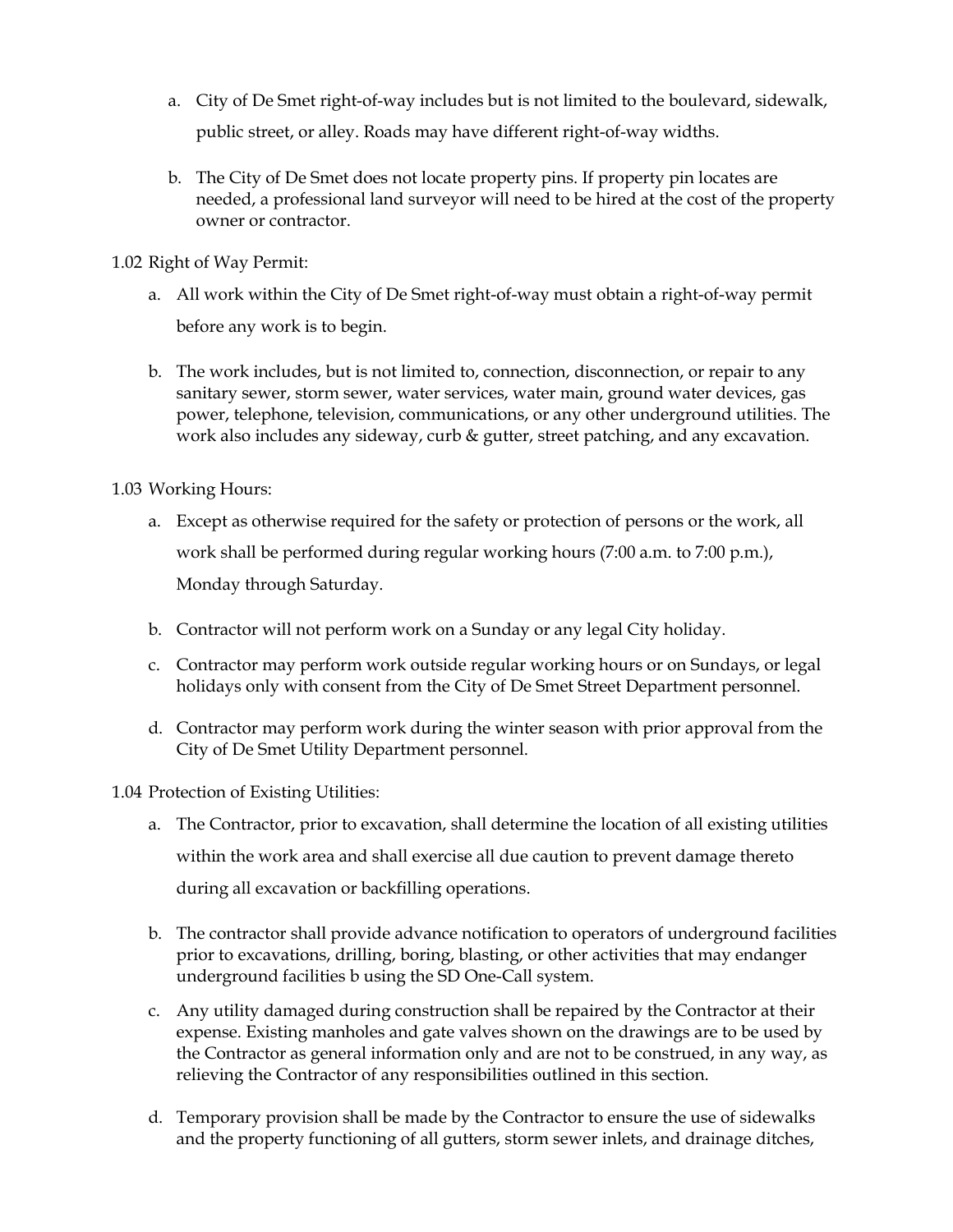a. City of De Smet right-of-way includes but is not limited to the boulevard, sidewalk, public street, or alley. Roads may have different right-of-way widths.

b. The City of De Smet does not locate property pins. If property pin locates are needed, a professional land surveyor will need to be hired at the cost of the property owner or contractor.

1.02 Right of Way Permit:

a. All work within the City of De Smet right-of-way must obtain a right-of-way permit before any work is to begin.

b. The work includes, but is not limited to, connection, disconnection, or repair to any sanitary sewer, storm sewer, water services, water main, ground water devices, gas power, telephone, television, communications, or any other underground utilities. The work also includes any sideway, curb & gutter, street patching, and any excavation.

1.03 Working Hours:

a. Except as otherwise required for the safety or protection of persons or the work, all work shall be performed during regular working hours (7:00 a.m. to 7:00 p.m.), Monday through Saturday.

b. Contractor will not perform work on a Sunday or any legal City holiday.

c. Contractor may perform work outside regular working hours or on Sundays, or legal holidays only with consent from the City of De Smet Street Department personnel.

d. Contractor may perform work during the winter season with prior approval from the City of De Smet Utility Department personnel.

1.04 Protection of Existing Utilities:

a. The Contractor, prior to excavation, shall determine the location of all existing utilities within the work area and shall exercise all due caution to prevent damage thereto during all excavation or backfilling operations.

b. The contractor shall provide advance notification to operators of underground facilities prior to excavations, drilling, boring, blasting, or other activities that may endanger underground facilities b using the SD One-Call system.

c. Any utility damaged during construction shall be repaired by the Contractor at their expense. Existing manholes and gate valves shown on the drawings are to be used by the Contractor as general information only and are not to be construed, in any way, as relieving the Contractor of any responsibilities outlined in this section.

d. Temporary provision shall be made by the Contractor to ensure the use of sidewalks and the property functioning of all gutters, storm sewer inlets, and drainage ditches,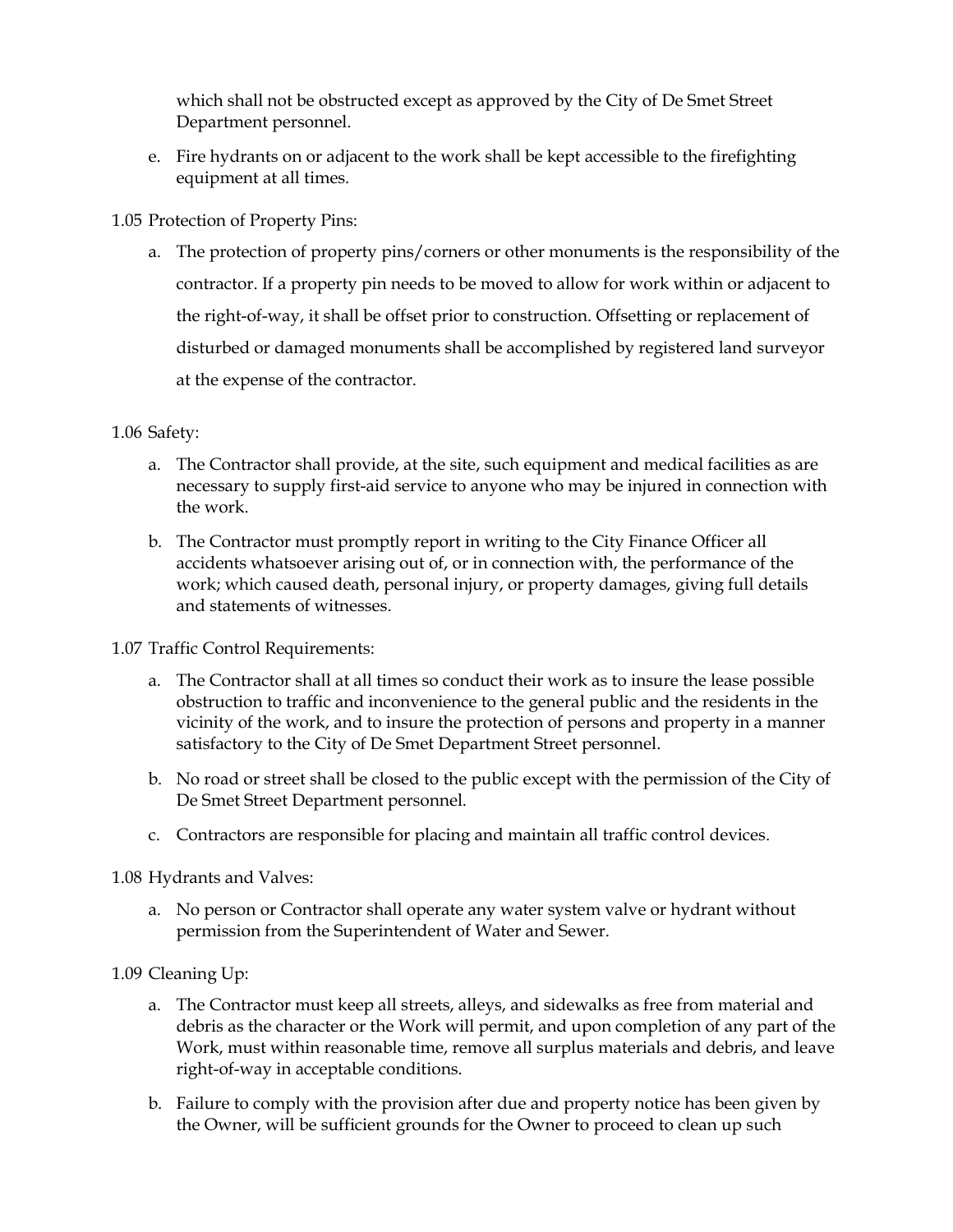which shall not be obstructed except as approved by the City of De Smet Street Department personnel.

e. Fire hydrants on or adjacent to the work shall be kept accessible to the firefighting equipment at all times.

1.05 Protection of Property Pins:

a. The protection of property pins/corners or other monuments is the responsibility of the contractor. If a property pin needs to be moved to allow for work within or adjacent to the right-of-way, it shall be offset prior to construction. Offsetting or replacement of disturbed or damaged monuments shall be accomplished by registered land surveyor at the expense of the contractor.

1.06 Safety:

a. The Contractor shall provide, at the site, such equipment and medical facilities as are necessary to supply first-aid service to anyone who may be injured in connection with the work.

b. The Contractor must promptly report in writing to the City Finance Officer all accidents whatsoever arising out of, or in connection with, the performance of the work; which caused death, personal injury, or property damages, giving full details and statements of witnesses.

1.07 Traffic Control Requirements:

a. The Contractor shall at all times so conduct their work as to insure the lease possible obstruction to traffic and inconvenience to the general public and the residents in the vicinity of the work, and to insure the protection of persons and property in a manner satisfactory to the City of De Smet Department Street personnel.

b. No road or street shall be closed to the public except with the permission of the City of De Smet Street Department personnel.

c. Contractors are responsible for placing and maintain all traffic control devices.

1.08 Hydrants and Valves:

a. No person or Contractor shall operate any water system valve or hydrant without permission from the Superintendent of Water and Sewer.

1.09 Cleaning Up:

a. The Contractor must keep all streets, alleys, and sidewalks as free from material and debris as the character or the Work will permit, and upon completion of any part of the Work, must within reasonable time, remove all surplus materials and debris, and leave right-of-way in acceptable conditions.

b. Failure to comply with the provision after due and property notice has been given by the Owner, will be sufficient grounds for the Owner to proceed to clean up such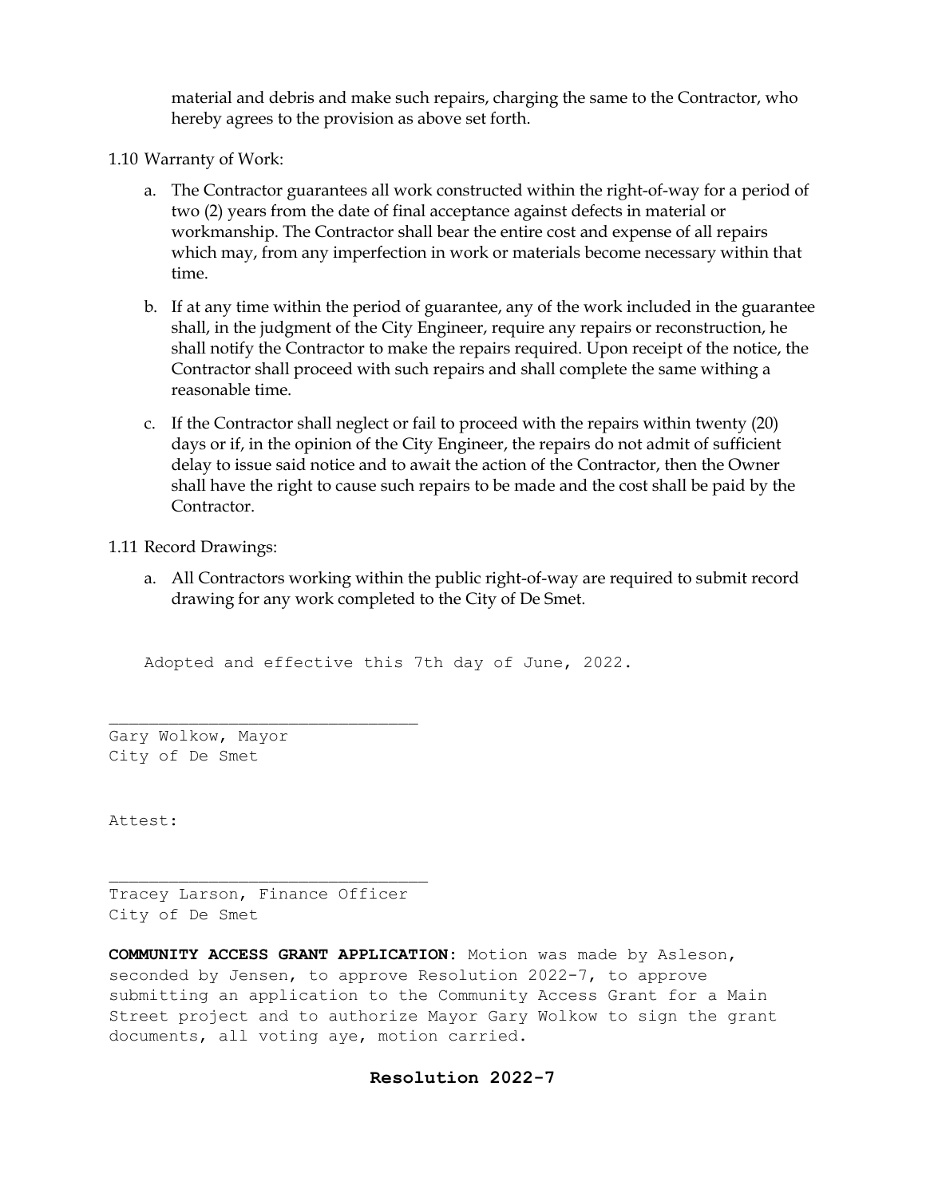material and debris and make such repairs, charging the same to the Contractor, who hereby agrees to the provision as above set forth.

1.10 Warranty of Work:

a. The Contractor guarantees all work constructed within the right-of-way for a period of two (2) years from the date of final acceptance against defects in material or workmanship. The Contractor shall bear the entire cost and expense of all repairs which may, from any imperfection in work or materials become necessary within that time.

b. If at any time within the period of guarantee, any of the work included in the guarantee shall, in the judgment of the City Engineer, require any repairs or reconstruction, he shall notify the Contractor to make the repairs required. Upon receipt of the notice, the Contractor shall proceed with such repairs and shall complete the same withing a reasonable time.

c. If the Contractor shall neglect or fail to proceed with the repairs within twenty (20) days or if, in the opinion of the City Engineer, the repairs do not admit of sufficient delay to issue said notice and to await the action of the Contractor, then the Owner shall have the right to cause such repairs to be made and the cost shall be paid by the Contractor.

1.11 Record Drawings:

a. All Contractors working within the public right-of-way are required to submit record drawing for any work completed to the City of De Smet.

Adopted and effective this 7th day of June, 2022.

\_\_\_\_\_\_\_\_\_\_\_\_\_\_\_\_\_\_\_\_\_\_\_\_\_\_\_\_\_\_\_\_\_\_
Gary Wolkow, Mayor
City of De Smet

Attest:

\_\_\_\_\_\_\_\_\_\_\_\_\_\_\_\_\_\_\_\_\_\_\_\_\_\_\_\_\_\_\_\_\_\_
Tracey Larson, Finance Officer
City of De Smet

**COMMUNITY ACCESS GRANT APPLICATION:** Motion was made by Asleson, seconded by Jensen, to approve Resolution 2022-7, to approve submitting an application to the Community Access Grant for a Main Street project and to authorize Mayor Gary Wolkow to sign the grant documents, all voting aye, motion carried.

**Resolution 2022-7**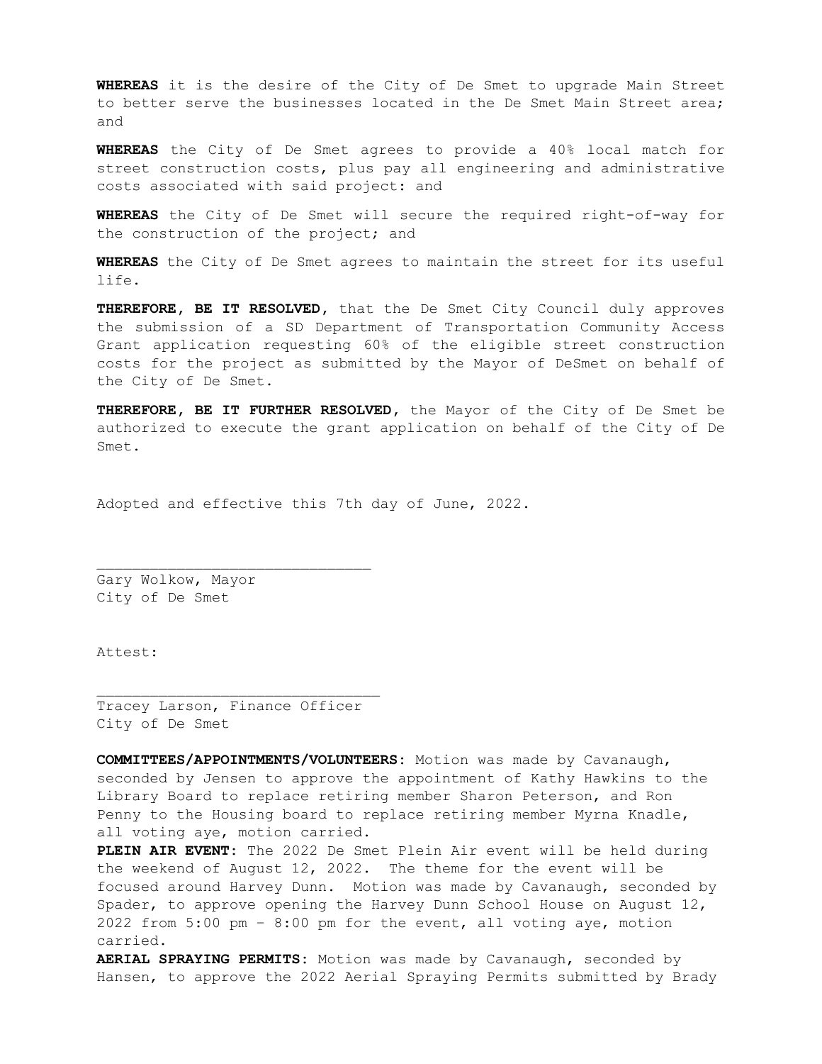**WHEREAS** it is the desire of the City of De Smet to upgrade Main Street to better serve the businesses located in the De Smet Main Street area; and

**WHEREAS** the City of De Smet agrees to provide a 40% local match for street construction costs, plus pay all engineering and administrative costs associated with said project: and

**WHEREAS** the City of De Smet will secure the required right-of-way for the construction of the project; and

**WHEREAS** the City of De Smet agrees to maintain the street for its useful life.

**THEREFORE, BE IT RESOLVED,** that the De Smet City Council duly approves the submission of a SD Department of Transportation Community Access Grant application requesting 60% of the eligible street construction costs for the project as submitted by the Mayor of DeSmet on behalf of the City of De Smet.

**THEREFORE, BE IT FURTHER RESOLVED,** the Mayor of the City of De Smet be authorized to execute the grant application on behalf of the City of De Smet.

Adopted and effective this 7th day of June, 2022.

_______________________________
Gary Wolkow, Mayor
City of De Smet

Attest:

________________________________
Tracey Larson, Finance Officer
City of De Smet

**COMMITTEES/APPOINTMENTS/VOLUNTEERS:** Motion was made by Cavanaugh, seconded by Jensen to approve the appointment of Kathy Hawkins to the Library Board to replace retiring member Sharon Peterson, and Ron Penny to the Housing board to replace retiring member Myrna Knadle, all voting aye, motion carried.

**PLEIN AIR EVENT:** The 2022 De Smet Plein Air event will be held during the weekend of August 12, 2022. The theme for the event will be focused around Harvey Dunn. Motion was made by Cavanaugh, seconded by Spader, to approve opening the Harvey Dunn School House on August 12, 2022 from 5:00 pm – 8:00 pm for the event, all voting aye, motion carried.

**AERIAL SPRAYING PERMITS:** Motion was made by Cavanaugh, seconded by Hansen, to approve the 2022 Aerial Spraying Permits submitted by Brady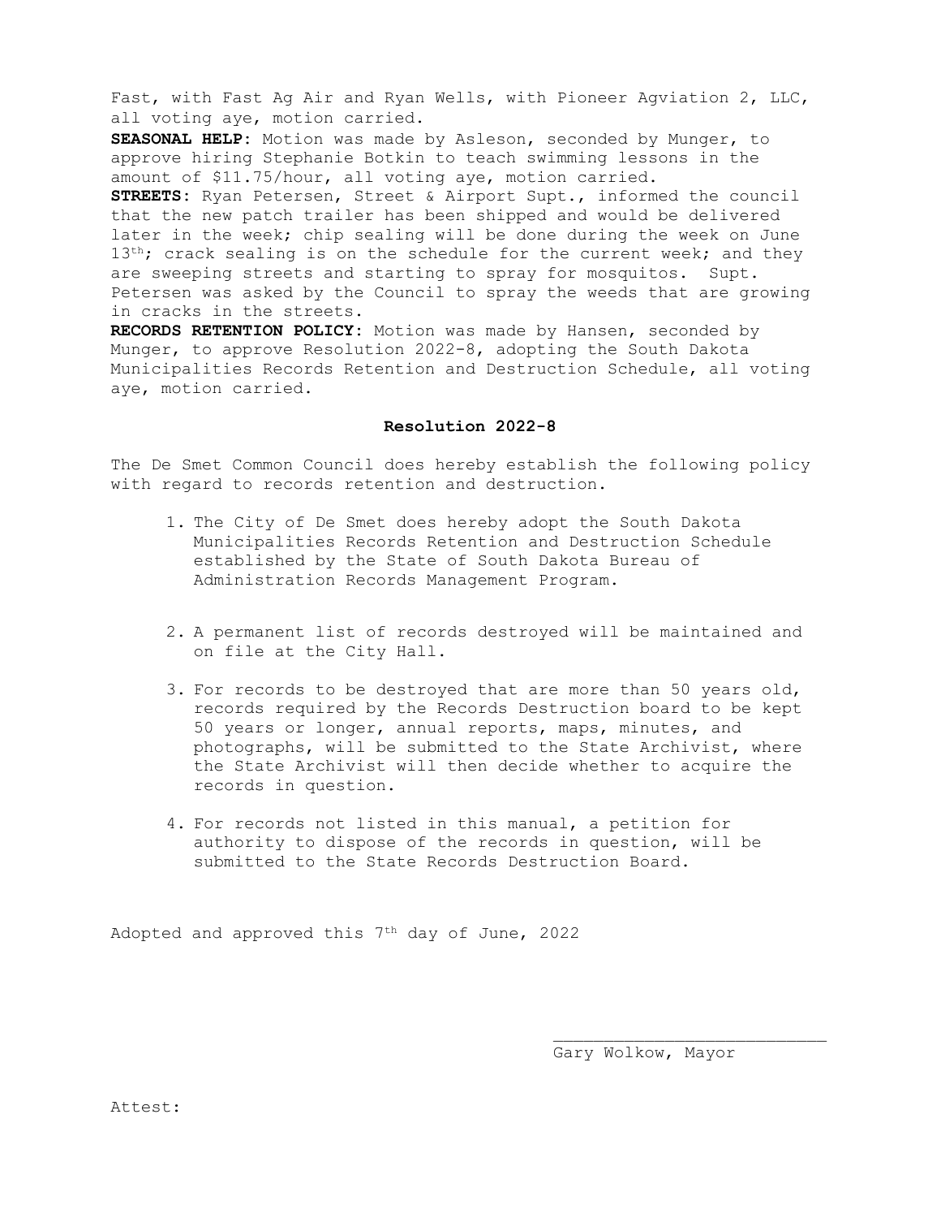Fast, with Fast Ag Air and Ryan Wells, with Pioneer Agviation 2, LLC, all voting aye, motion carried.

**SEASONAL HELP**: Motion was made by Asleson, seconded by Munger, to approve hiring Stephanie Botkin to teach swimming lessons in the amount of $11.75/hour, all voting aye, motion carried.

**STREETS**: Ryan Petersen, Street & Airport Supt., informed the council that the new patch trailer has been shipped and would be delivered later in the week; chip sealing will be done during the week on June 13th; crack sealing is on the schedule for the current week; and they are sweeping streets and starting to spray for mosquitos. Supt. Petersen was asked by the Council to spray the weeds that are growing in cracks in the streets.

**RECORDS RETENTION POLICY**: Motion was made by Hansen, seconded by Munger, to approve Resolution 2022-8, adopting the South Dakota Municipalities Records Retention and Destruction Schedule, all voting aye, motion carried.

**Resolution 2022-8**

The De Smet Common Council does hereby establish the following policy with regard to records retention and destruction.

1. The City of De Smet does hereby adopt the South Dakota Municipalities Records Retention and Destruction Schedule established by the State of South Dakota Bureau of Administration Records Management Program.

2. A permanent list of records destroyed will be maintained and on file at the City Hall.

3. For records to be destroyed that are more than 50 years old, records required by the Records Destruction board to be kept 50 years or longer, annual reports, maps, minutes, and photographs, will be submitted to the State Archivist, where the State Archivist will then decide whether to acquire the records in question.

4. For records not listed in this manual, a petition for authority to dispose of the records in question, will be submitted to the State Records Destruction Board.

Adopted and approved this 7th day of June, 2022

\_\_\_\_\_\_\_\_\_\_\_\_\_\_\_\_\_\_\_\_\_\_\_\_\_\_\_\_

Gary Wolkow, Mayor

Attest: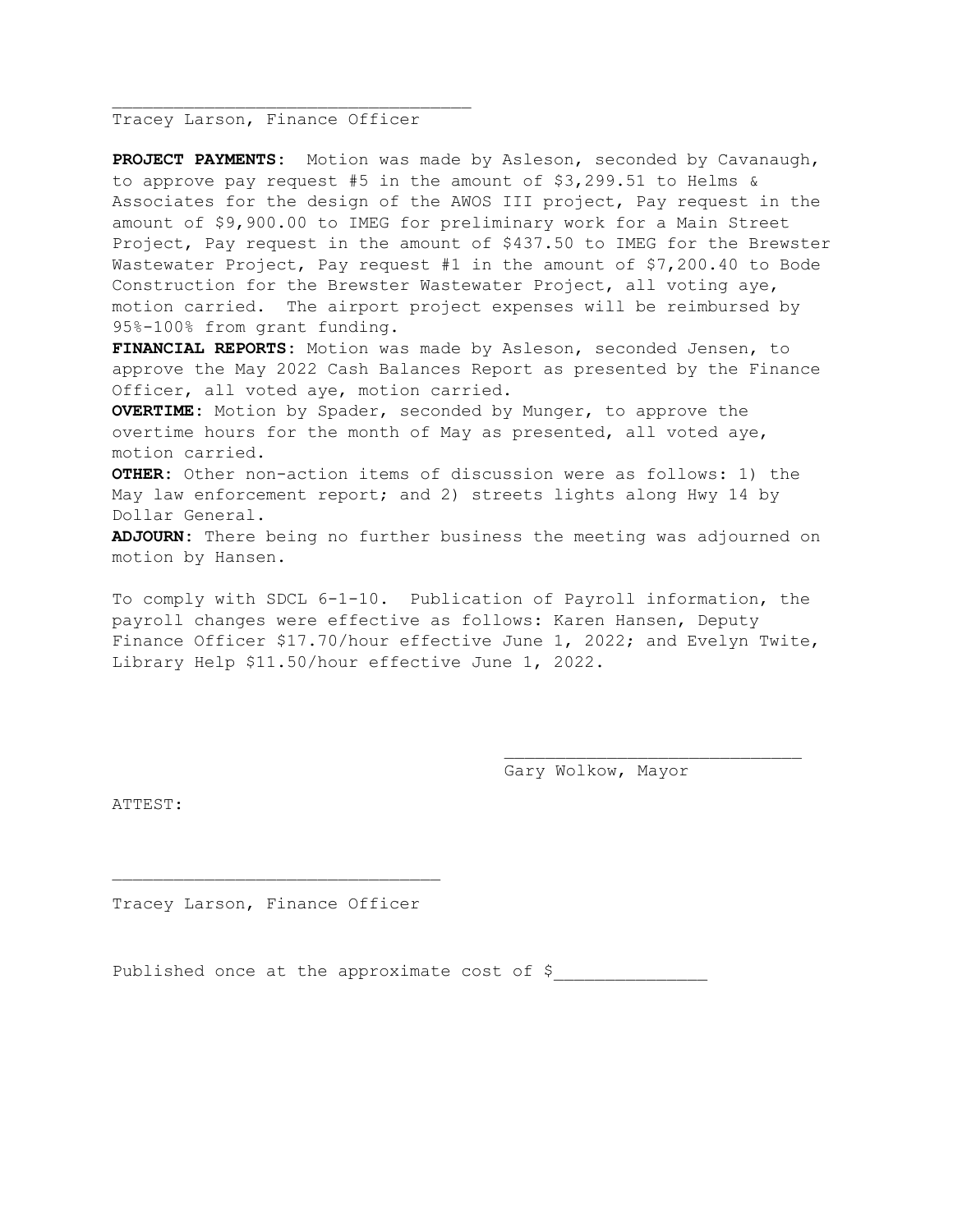\_\_\_\_\_\_\_\_\_\_\_\_\_\_\_\_\_\_\_\_\_\_\_\_\_\_\_\_\_\_\_\_\_\_\_

Tracey Larson, Finance Officer

**PROJECT PAYMENTS:** Motion was made by Asleson, seconded by Cavanaugh, to approve pay request #5 in the amount of $3,299.51 to Helms & Associates for the design of the AWOS III project, Pay request in the amount of $9,900.00 to IMEG for preliminary work for a Main Street Project, Pay request in the amount of $437.50 to IMEG for the Brewster Wastewater Project, Pay request #1 in the amount of $7,200.40 to Bode Construction for the Brewster Wastewater Project, all voting aye, motion carried. The airport project expenses will be reimbursed by 95%-100% from grant funding.

**FINANCIAL REPORTS:** Motion was made by Asleson, seconded Jensen, to approve the May 2022 Cash Balances Report as presented by the Finance Officer, all voted aye, motion carried.

**OVERTIME:** Motion by Spader, seconded by Munger, to approve the overtime hours for the month of May as presented, all voted aye, motion carried.

**OTHER:** Other non-action items of discussion were as follows: 1) the May law enforcement report; and 2) streets lights along Hwy 14 by Dollar General.

**ADJOURN:** There being no further business the meeting was adjourned on motion by Hansen.

To comply with SDCL 6-1-10. Publication of Payroll information, the payroll changes were effective as follows: Karen Hansen, Deputy Finance Officer $17.70/hour effective June 1, 2022; and Evelyn Twite, Library Help $11.50/hour effective June 1, 2022.

\_\_\_\_\_\_\_\_\_\_\_\_\_\_\_\_\_\_\_\_\_\_\_\_\_\_\_\_\_\_

Gary Wolkow, Mayor

ATTEST:

\_\_\_\_\_\_\_\_\_\_\_\_\_\_\_\_\_\_\_\_\_\_\_\_\_\_\_\_\_\_\_\_\_

Tracey Larson, Finance Officer

Published once at the approximate cost of $\_\_\_\_\_\_\_\_\_\_\_\_\_\_\_